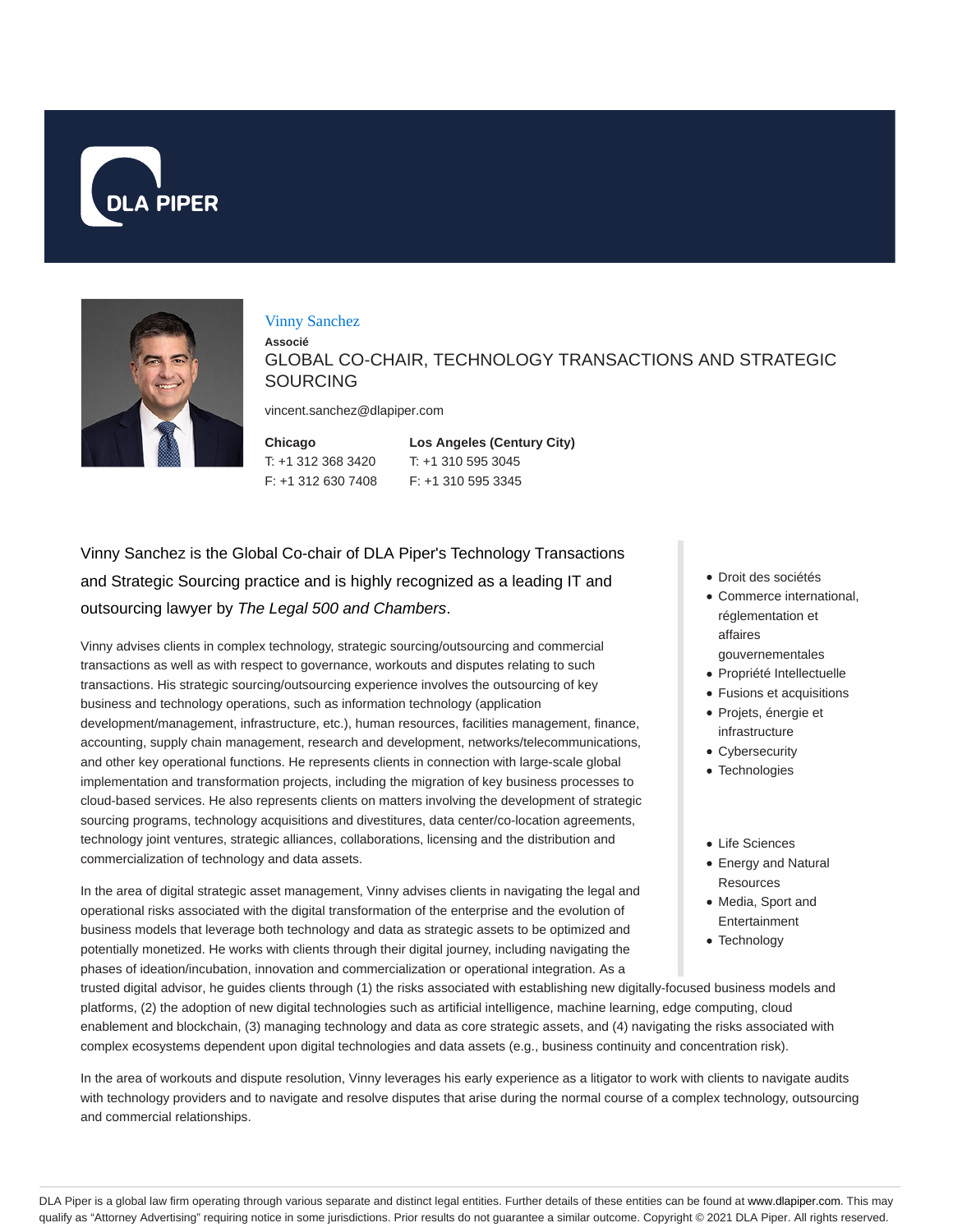# Vinny Sanchez

**Associé**

GLOBAL CO-CHAIR, TECHNOLOGY TRANSACTIONS AND STRATEGIC SOURCING

vincent.sanchez@dlapiper.com

**Chicago**
T: +1 312 368 3420
F: +1 312 630 7408

**Los Angeles (Century City)**
T: +1 310 595 3045
F: +1 310 595 3345

- Droit des sociétés
- Commerce international, réglementation et affaires gouvernementales
- Propriété Intellectuelle
- Fusions et acquisitions
- Projets, énergie et infrastructure
- Cybersecurity
- Technologies

- Life Sciences
- Energy and Natural Resources
- Media, Sport and Entertainment
- Technology

Vinny Sanchez is the Global Co-chair of DLA Piper's Technology Transactions and Strategic Sourcing practice and is highly recognized as a leading IT and outsourcing lawyer by *The Legal 500 and Chambers*.

Vinny advises clients in complex technology, strategic sourcing/outsourcing and commercial transactions as well as with respect to governance, workouts and disputes relating to such transactions. His strategic sourcing/outsourcing experience involves the outsourcing of key business and technology operations, such as information technology (application development/management, infrastructure, etc.), human resources, facilities management, finance, accounting, supply chain management, research and development, networks/telecommunications, and other key operational functions. He represents clients in connection with large-scale global implementation and transformation projects, including the migration of key business processes to cloud-based services. He also represents clients on matters involving the development of strategic sourcing programs, technology acquisitions and divestitures, data center/co-location agreements, technology joint ventures, strategic alliances, collaborations, licensing and the distribution and commercialization of technology and data assets.

In the area of digital strategic asset management, Vinny advises clients in navigating the legal and operational risks associated with the digital transformation of the enterprise and the evolution of business models that leverage both technology and data as strategic assets to be optimized and potentially monetized. He works with clients through their digital journey, including navigating the phases of ideation/incubation, innovation and commercialization or operational integration. As a trusted digital advisor, he guides clients through (1) the risks associated with establishing new digitally-focused business models and platforms, (2) the adoption of new digital technologies such as artificial intelligence, machine learning, edge computing, cloud enablement and blockchain, (3) managing technology and data as core strategic assets, and (4) navigating the risks associated with complex ecosystems dependent upon digital technologies and data assets (e.g., business continuity and concentration risk).

In the area of workouts and dispute resolution, Vinny leverages his early experience as a litigator to work with clients to navigate audits with technology providers and to navigate and resolve disputes that arise during the normal course of a complex technology, outsourcing and commercial relationships.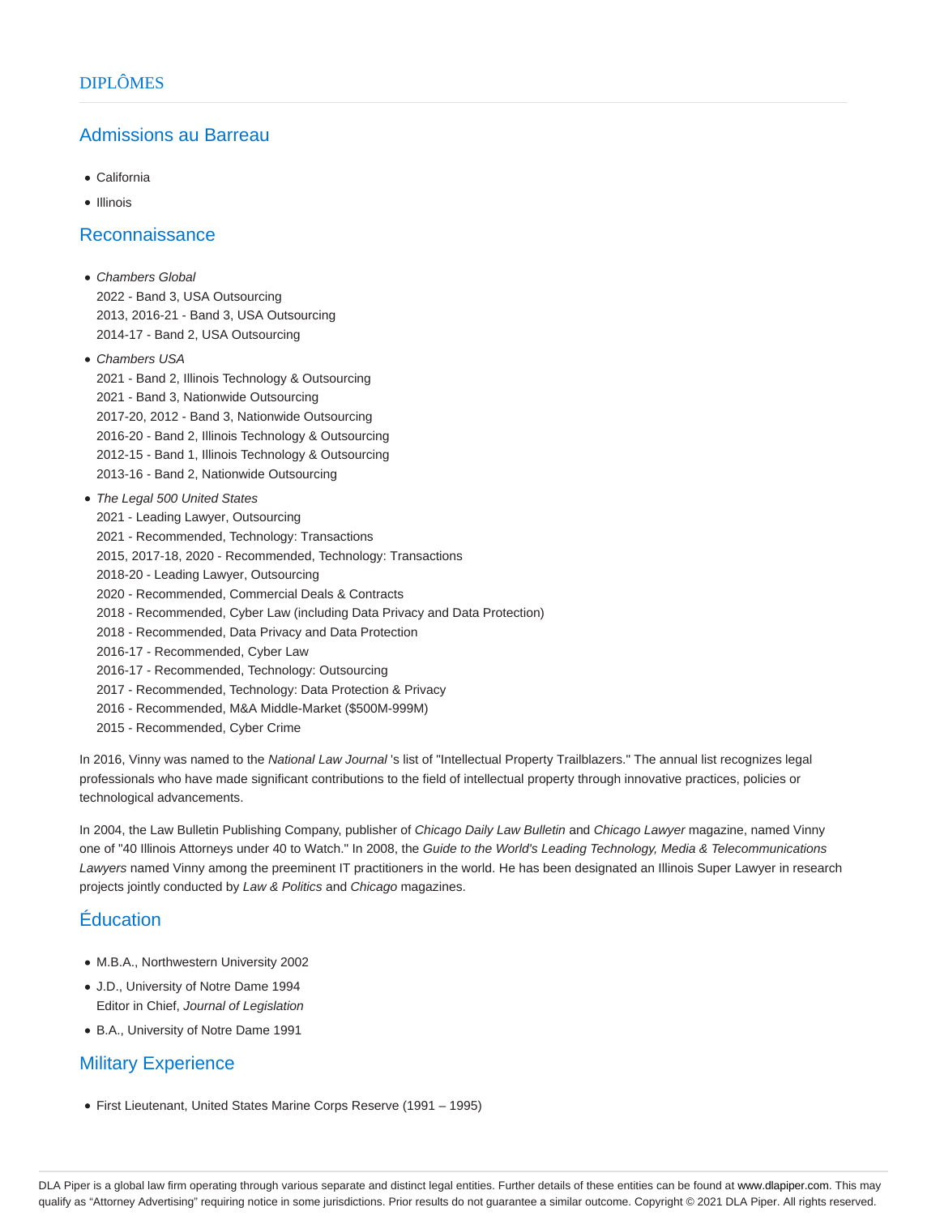# DIPLÔMES

## Admissions au Barreau

- California
- Illinois

## Reconnaissance

- *Chambers Global*
  2022 - Band 3, USA Outsourcing
  2013, 2016-21 - Band 3, USA Outsourcing
  2014-17 - Band 2, USA Outsourcing
- *Chambers USA*
  2021 - Band 2, Illinois Technology & Outsourcing
  2021 - Band 3, Nationwide Outsourcing
  2017-20, 2012 - Band 3, Nationwide Outsourcing
  2016-20 - Band 2, Illinois Technology & Outsourcing
  2012-15 - Band 1, Illinois Technology & Outsourcing
  2013-16 - Band 2, Nationwide Outsourcing
- *The Legal 500 United States*
  2021 - Leading Lawyer, Outsourcing
  2021 - Recommended, Technology: Transactions
  2015, 2017-18, 2020 - Recommended, Technology: Transactions
  2018-20 - Leading Lawyer, Outsourcing
  2020 - Recommended, Commercial Deals & Contracts
  2018 - Recommended, Cyber Law (including Data Privacy and Data Protection)
  2018 - Recommended, Data Privacy and Data Protection
  2016-17 - Recommended, Cyber Law
  2016-17 - Recommended, Technology: Outsourcing
  2017 - Recommended, Technology: Data Protection & Privacy
  2016 - Recommended, M&A Middle-Market ($500M-999M)
  2015 - Recommended, Cyber Crime

In 2016, Vinny was named to the *National Law Journal* 's list of "Intellectual Property Trailblazers." The annual list recognizes legal professionals who have made significant contributions to the field of intellectual property through innovative practices, policies or technological advancements.

In 2004, the Law Bulletin Publishing Company, publisher of *Chicago Daily Law Bulletin* and *Chicago Lawyer* magazine, named Vinny one of "40 Illinois Attorneys under 40 to Watch." In 2008, the *Guide to the World's Leading Technology, Media & Telecommunications Lawyers* named Vinny among the preeminent IT practitioners in the world. He has been designated an Illinois Super Lawyer in research projects jointly conducted by *Law & Politics* and *Chicago* magazines.

## Éducation

- M.B.A., Northwestern University 2002
- J.D., University of Notre Dame 1994
  Editor in Chief, *Journal of Legislation*
- B.A., University of Notre Dame 1991

## Military Experience

- First Lieutenant, United States Marine Corps Reserve (1991 – 1995)

DLA Piper is a global law firm operating through various separate and distinct legal entities. Further details of these entities can be found at www.dlapiper.com. This may qualify as "Attorney Advertising" requiring notice in some jurisdictions. Prior results do not guarantee a similar outcome. Copyright © 2021 DLA Piper. All rights reserved.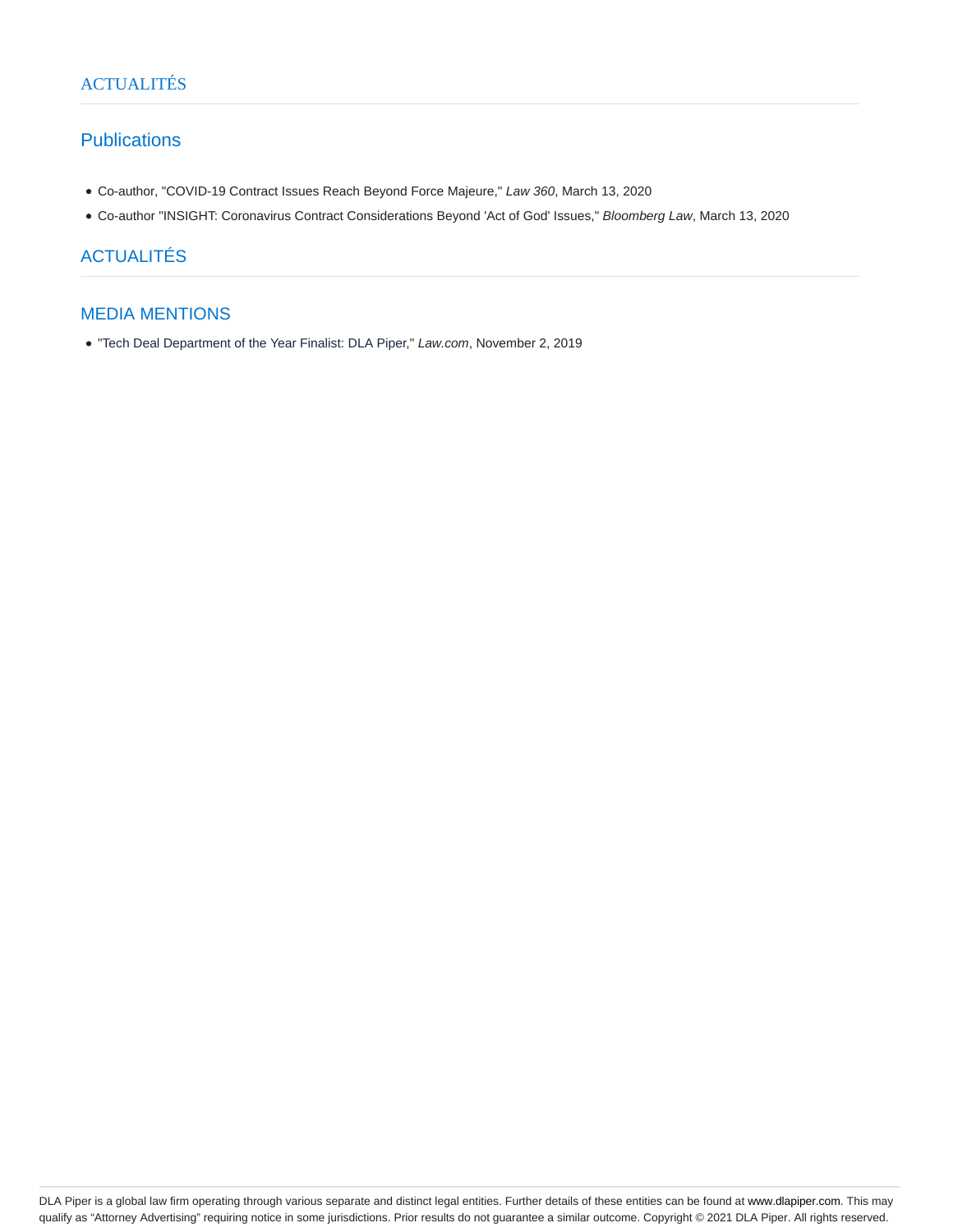## ACTUALITÉS

### Publications

- Co-author, "COVID-19 Contract Issues Reach Beyond Force Majeure," *Law 360*, March 13, 2020
- Co-author "INSIGHT: Coronavirus Contract Considerations Beyond 'Act of God' Issues," *Bloomberg Law*, March 13, 2020

## ACTUALITÉS

### MEDIA MENTIONS

- "Tech Deal Department of the Year Finalist: DLA Piper," *Law.com*, November 2, 2019

DLA Piper is a global law firm operating through various separate and distinct legal entities. Further details of these entities can be found at www.dlapiper.com. This may qualify as "Attorney Advertising" requiring notice in some jurisdictions. Prior results do not guarantee a similar outcome. Copyright © 2021 DLA Piper. All rights reserved.